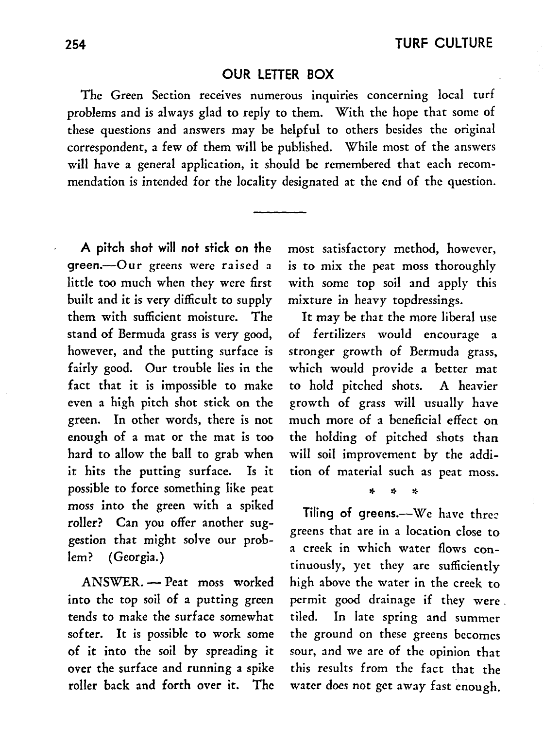## OUR LETTER BOX

The Green Section receives numerous inquiries concerning local turf problems and is always glad to reply to them. With the hope that some of these questions and answers may be helpful to others besides the original correspondent, a few of them will be published. While most of the answers will have a general application, it should be remembered that each recommendation is intended for the locality designated at the end of the question.

---

**A pitch shot will not stick on the green.**—Our greens were raised a little too much when they were first built and it is very difficult to supply them with sufficient moisture. The stand of Bermuda grass is very good, however, and the putting surface is fairly good. Our trouble lies in the fact that it is impossible to make even a high pitch shot stick on the green. In other words, there is not enough of a mat or the mat is too hard to allow the ball to grab when it hits the putting surface. Is it possible to force something like peat moss into the green with a spiked roller? Can you offer another suggestion that might solve our problem? (Georgia.)

ANSWER. — Peat moss worked into the top soil of a putting green tends to make the surface somewhat softer. It is possible to work some of it into the soil by spreading it over the surface and running a spike roller back and forth over it. The most satisfactory method, however, is to mix the peat moss thoroughly with some top soil and apply this mixture in heavy topdressings.

It may be that the more liberal use of fertilizers would encourage a stronger growth of Bermuda grass, which would provide a better mat to hold pitched shots. A heavier growth of grass will usually have much more of a beneficial effect on the holding of pitched shots than will soil improvement by the addition of material such as peat moss.

\* \* \*

**Tiling of greens.**—We have three greens that are in a location close to a creek in which water flows continuously, yet they are sufficiently high above the water in the creek to permit good drainage if they were tiled. In late spring and summer the ground on these greens becomes sour, and we are of the opinion that this results from the fact that the water does not get away fast enough.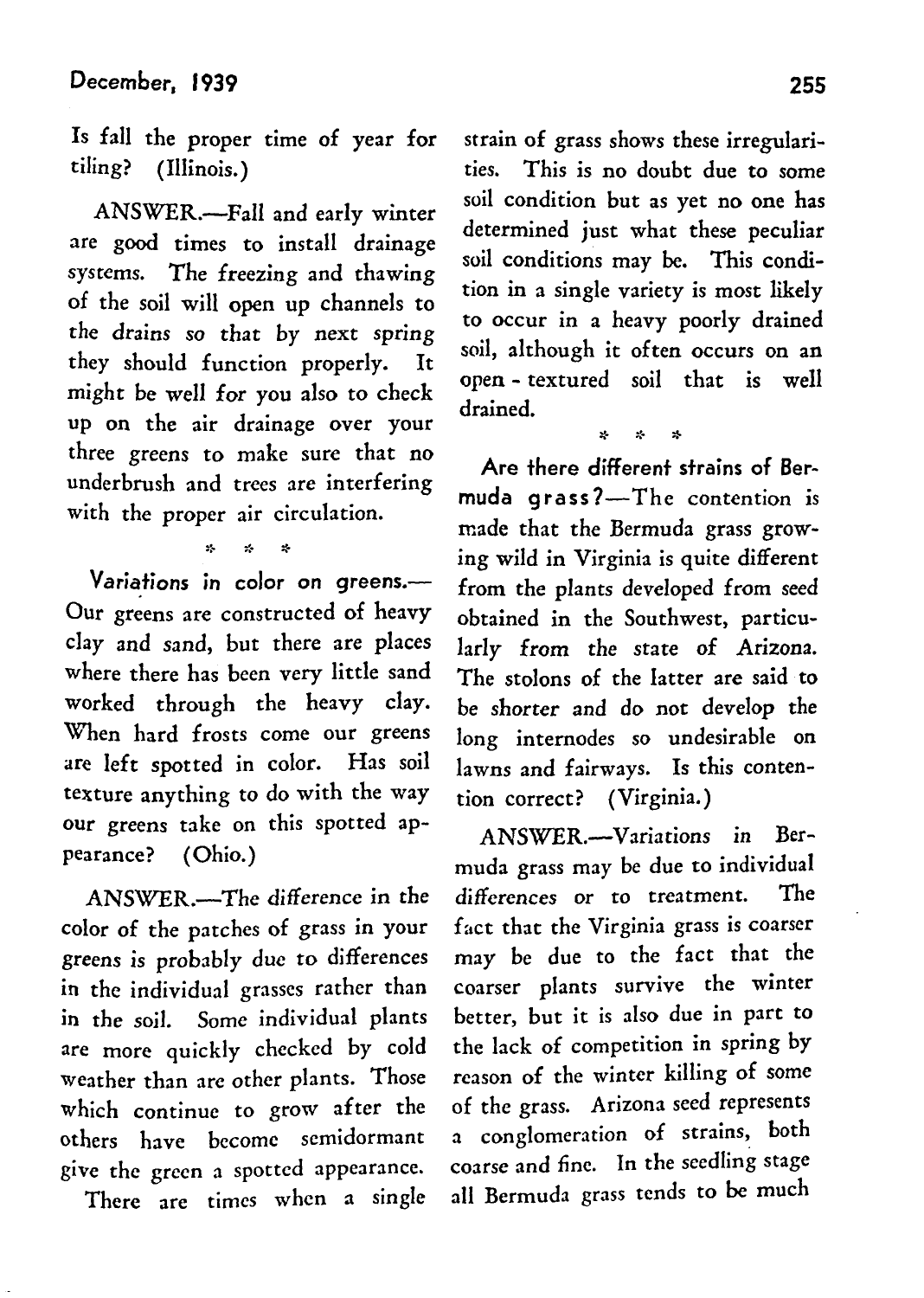Is fall the proper time of year for tiling? (Illinois.)

ANSWER.—Fall and early winter are good times to install drainage systems. The freezing and thawing of the soil will open up channels to the drains so that by next spring they should function properly. It might be well for you also to check up on the air drainage over your three greens to make sure that no underbrush and trees are interfering with the proper air circulation.

\* \* \*

**Variations in color on greens.**—Our greens are constructed of heavy clay and sand, but there are places where there has been very little sand worked through the heavy clay. When hard frosts come our greens are left spotted in color. Has soil texture anything to do with the way our greens take on this spotted appearance? (Ohio.)

ANSWER.—The difference in the color of the patches of grass in your greens is probably due to differences in the individual grasses rather than in the soil. Some individual plants are more quickly checked by cold weather than are other plants. Those which continue to grow after the others have become semidormant give the green a spotted appearance.

There are times when a single strain of grass shows these irregularities. This is no doubt due to some soil condition but as yet no one has determined just what these peculiar soil conditions may be. This condition in a single variety is most likely to occur in a heavy poorly drained soil, although it often occurs on an open - textured soil that is well drained.

\* \* \*

**Are there different strains of Bermuda grass?**—The contention is made that the Bermuda grass growing wild in Virginia is quite different from the plants developed from seed obtained in the Southwest, particularly from the state of Arizona. The stolons of the latter are said to be shorter and do not develop the long internodes so undesirable on lawns and fairways. Is this contention correct? (Virginia.)

ANSWER.—Variations in Bermuda grass may be due to individual differences or to treatment. The fact that the Virginia grass is coarser may be due to the fact that the coarser plants survive the winter better, but it is also due in part to the lack of competition in spring by reason of the winter killing of some of the grass. Arizona seed represents a conglomeration of strains, both coarse and fine. In the seedling stage all Bermuda grass tends to be much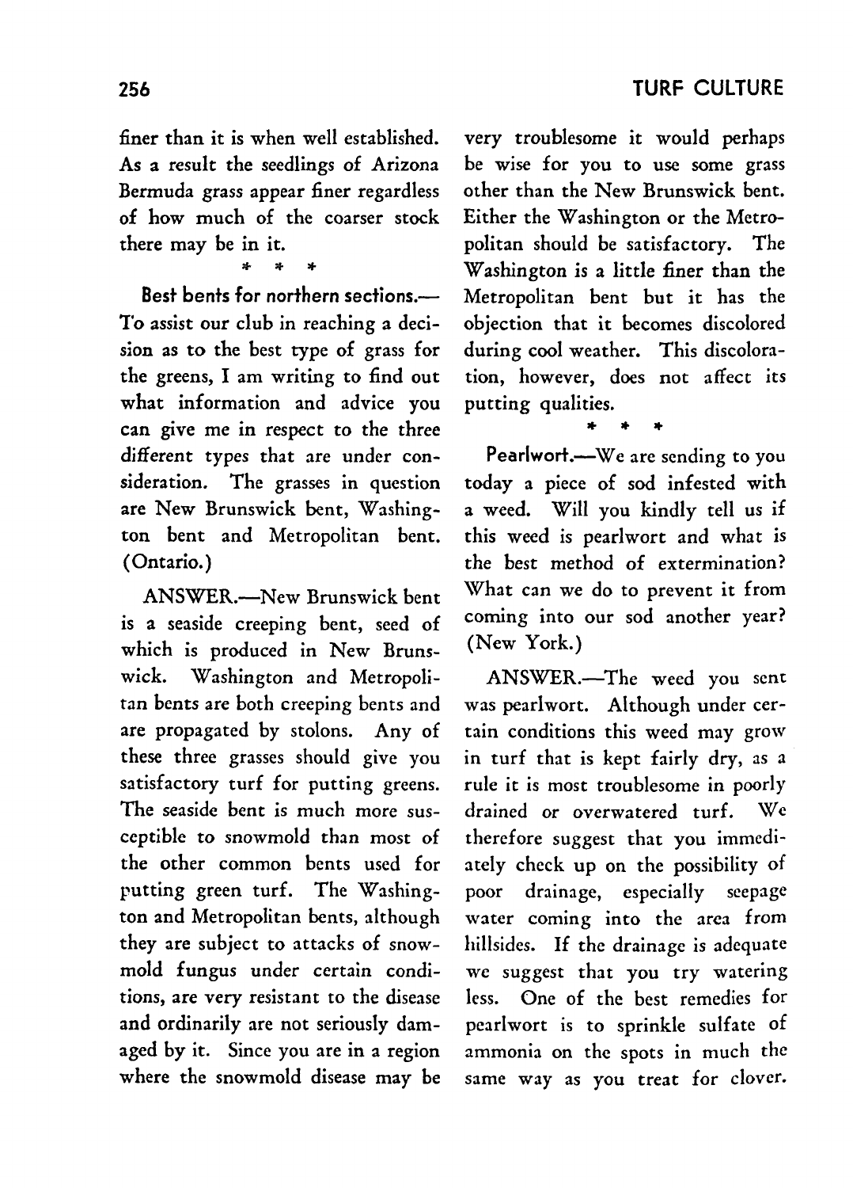finer than it is when well established. As a result the seedlings of Arizona Bermuda grass appear finer regardless of how much of the coarser stock there may be in it.

\* \* \*

**Best bents for northern sections.**—To assist our club in reaching a decision as to the best type of grass for the greens, I am writing to find out what information and advice you can give me in respect to the three different types that are under consideration. The grasses in question are New Brunswick bent, Washington bent and Metropolitan bent. (Ontario.)

ANSWER.—New Brunswick bent is a seaside creeping bent, seed of which is produced in New Brunswick. Washington and Metropolitan bents are both creeping bents and are propagated by stolons. Any of these three grasses should give you satisfactory turf for putting greens. The seaside bent is much more susceptible to snowmold than most of the other common bents used for putting green turf. The Washington and Metropolitan bents, although they are subject to attacks of snowmold fungus under certain conditions, are very resistant to the disease and ordinarily are not seriously damaged by it. Since you are in a region where the snowmold disease may be very troublesome it would perhaps be wise for you to use some grass other than the New Brunswick bent. Either the Washington or the Metropolitan should be satisfactory. The Washington is a little finer than the Metropolitan bent but it has the objection that it becomes discolored during cool weather. This discoloration, however, does not affect its putting qualities.

\* \* \*

**Pearlwort.**—We are sending to you today a piece of sod infested with a weed. Will you kindly tell us if this weed is pearlwort and what is the best method of extermination? What can we do to prevent it from coming into our sod another year? (New York.)

ANSWER.—The weed you sent was pearlwort. Although under certain conditions this weed may grow in turf that is kept fairly dry, as a rule it is most troublesome in poorly drained or overwatered turf. We therefore suggest that you immediately check up on the possibility of poor drainage, especially seepage water coming into the area from hillsides. If the drainage is adequate we suggest that you try watering less. One of the best remedies for pearlwort is to sprinkle sulfate of ammonia on the spots in much the same way as you treat for clover.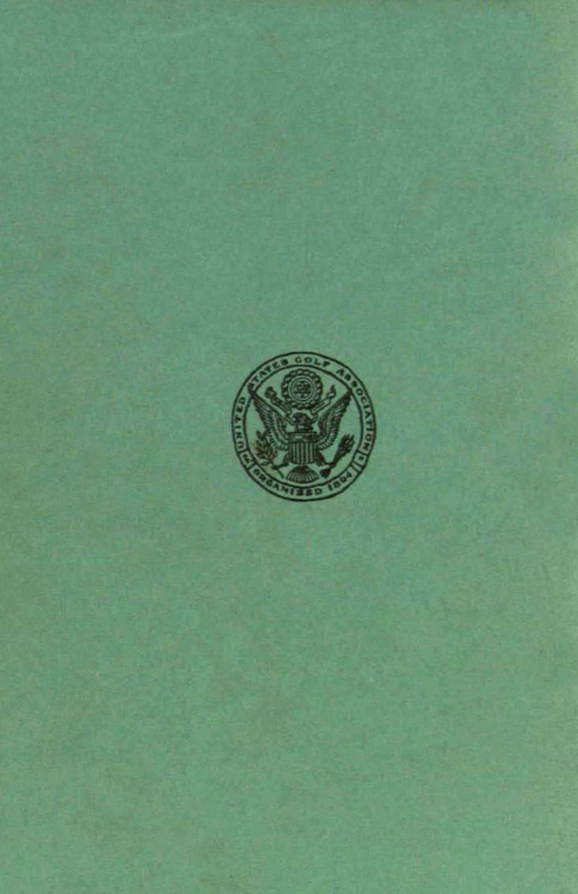UNITED STATES GOLF ASSOCIATION

ORGANIZED 1894